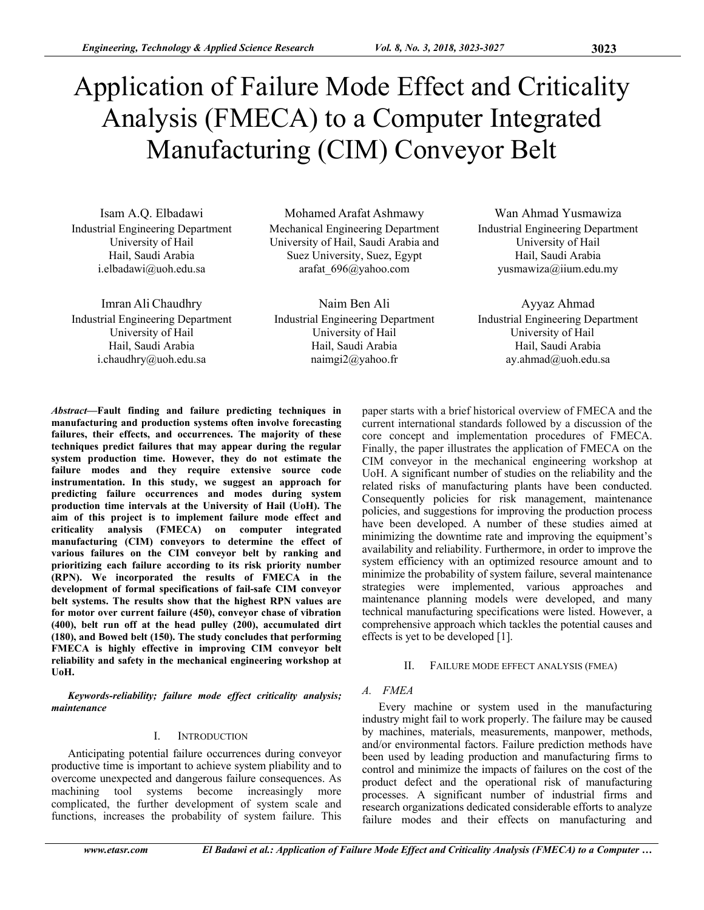# Application of Failure Mode Effect and Criticality Analysis (FMECA) to a Computer Integrated Manufacturing (CIM) Conveyor Belt

Isam A.Q. Elbadawi
Industrial Engineering Department
University of Hail
Hail, Saudi Arabia
i.elbadawi@uoh.edu.sa

Mohamed Arafat Ashmawy
Mechanical Engineering Department
University of Hail, Saudi Arabia and
Suez University, Suez, Egypt
arafat_696@yahoo.com

Wan Ahmad Yusmawiza
Industrial Engineering Department
University of Hail
Hail, Saudi Arabia
yusmawiza@iium.edu.my

Imran Ali Chaudhry
Industrial Engineering Department
University of Hail
Hail, Saudi Arabia
i.chaudhry@uoh.edu.sa

Naim Ben Ali
Industrial Engineering Department
University of Hail
Hail, Saudi Arabia
naimgi2@yahoo.fr

Ayyaz Ahmad
Industrial Engineering Department
University of Hail
Hail, Saudi Arabia
ay.ahmad@uoh.edu.sa

***Abstract*—Fault finding and failure predicting techniques in manufacturing and production systems often involve forecasting failures, their effects, and occurrences. The majority of these techniques predict failures that may appear during the regular system production time. However, they do not estimate the failure modes and they require extensive source code instrumentation. In this study, we suggest an approach for predicting failure occurrences and modes during system production time intervals at the University of Hail (UoH). The aim of this project is to implement failure mode effect and criticality analysis (FMECA) on computer integrated manufacturing (CIM) conveyors to determine the effect of various failures on the CIM conveyor belt by ranking and prioritizing each failure according to its risk priority number (RPN). We incorporated the results of FMECA in the development of formal specifications of fail-safe CIM conveyor belt systems. The results show that the highest RPN values are for motor over current failure (450), conveyor chase of vibration (400), belt run off at the head pulley (200), accumulated dirt (180), and Bowed belt (150). The study concludes that performing FMECA is highly effective in improving CIM conveyor belt reliability and safety in the mechanical engineering workshop at UoH.**

***Keywords-reliability; failure mode effect criticality analysis; maintenance***

## I. Introduction

Anticipating potential failure occurrences during conveyor productive time is important to achieve system pliability and to overcome unexpected and dangerous failure consequences. As machining tool systems become increasingly more complicated, the further development of system scale and functions, increases the probability of system failure. This paper starts with a brief historical overview of FMECA and the current international standards followed by a discussion of the core concept and implementation procedures of FMECA. Finally, the paper illustrates the application of FMECA on the CIM conveyor in the mechanical engineering workshop at UoH. A significant number of studies on the reliability and the related risks of manufacturing plants have been conducted. Consequently policies for risk management, maintenance policies, and suggestions for improving the production process have been developed. A number of these studies aimed at minimizing the downtime rate and improving the equipment's availability and reliability. Furthermore, in order to improve the system efficiency with an optimized resource amount and to minimize the probability of system failure, several maintenance strategies were implemented, various approaches and maintenance planning models were developed, and many technical manufacturing specifications were listed. However, a comprehensive approach which tackles the potential causes and effects is yet to be developed [1].

## II. Failure mode effect analysis (FMEA)

### *A. FMEA*

Every machine or system used in the manufacturing industry might fail to work properly. The failure may be caused by machines, materials, measurements, manpower, methods, and/or environmental factors. Failure prediction methods have been used by leading production and manufacturing firms to control and minimize the impacts of failures on the cost of the product defect and the operational risk of manufacturing processes. A significant number of industrial firms and research organizations dedicated considerable efforts to analyze failure modes and their effects on manufacturing and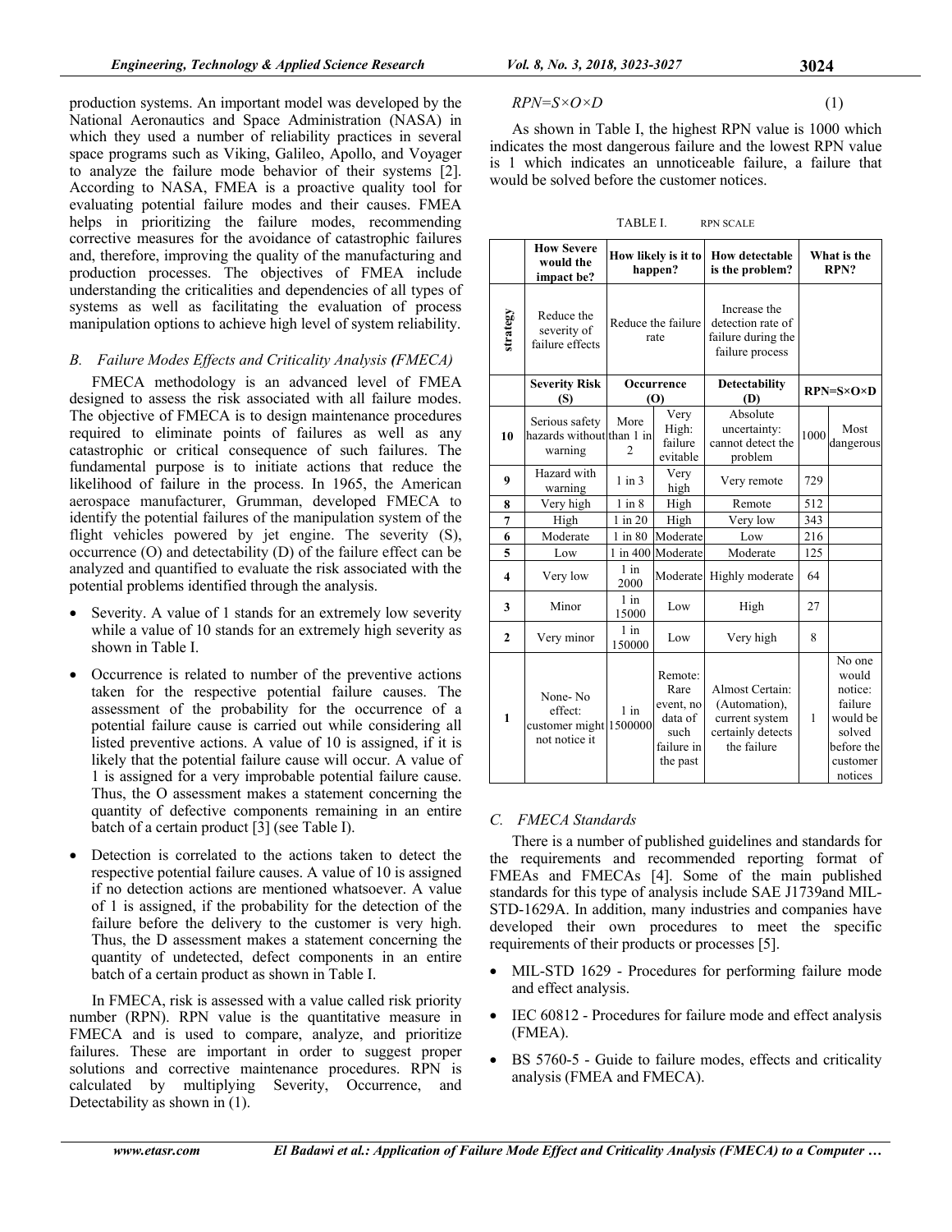production systems. An important model was developed by the National Aeronautics and Space Administration (NASA) in which they used a number of reliability practices in several space programs such as Viking, Galileo, Apollo, and Voyager to analyze the failure mode behavior of their systems [2]. According to NASA, FMEA is a proactive quality tool for evaluating potential failure modes and their causes. FMEA helps in prioritizing the failure modes, recommending corrective measures for the avoidance of catastrophic failures and, therefore, improving the quality of the manufacturing and production processes. The objectives of FMEA include understanding the criticalities and dependencies of all types of systems as well as facilitating the evaluation of process manipulation options to achieve high level of system reliability.

### *B. Failure Modes Effects and Criticality Analysis (FMECA)*

FMECA methodology is an advanced level of FMEA designed to assess the risk associated with all failure modes. The objective of FMECA is to design maintenance procedures required to eliminate points of failures as well as any catastrophic or critical consequence of such failures. The fundamental purpose is to initiate actions that reduce the likelihood of failure in the process. In 1965, the American aerospace manufacturer, Grumman, developed FMECA to identify the potential failures of the manipulation system of the flight vehicles powered by jet engine. The severity (S), occurrence (O) and detectability (D) of the failure effect can be analyzed and quantified to evaluate the risk associated with the potential problems identified through the analysis.

- Severity. A value of 1 stands for an extremely low severity while a value of 10 stands for an extremely high severity as shown in Table I.
- Occurrence is related to number of the preventive actions taken for the respective potential failure causes. The assessment of the probability for the occurrence of a potential failure cause is carried out while considering all listed preventive actions. A value of 10 is assigned, if it is likely that the potential failure cause will occur. A value of 1 is assigned for a very improbable potential failure cause. Thus, the O assessment makes a statement concerning the quantity of defective components remaining in an entire batch of a certain product [3] (see Table I).
- Detection is correlated to the actions taken to detect the respective potential failure causes. A value of 10 is assigned if no detection actions are mentioned whatsoever. A value of 1 is assigned, if the probability for the detection of the failure before the delivery to the customer is very high. Thus, the D assessment makes a statement concerning the quantity of undetected, defect components in an entire batch of a certain product as shown in Table I.

In FMECA, risk is assessed with a value called risk priority number (RPN). RPN value is the quantitative measure in FMECA and is used to compare, analyze, and prioritize failures. These are important in order to suggest proper solutions and corrective maintenance procedures. RPN is calculated by multiplying Severity, Occurrence, and Detectability as shown in (1).

$$RPN = S \times O \times D \tag{1}$$

As shown in Table I, the highest RPN value is 1000 which indicates the most dangerous failure and the lowest RPN value is 1 which indicates an unnoticeable failure, a failure that would be solved before the customer notices.

TABLE I. RPN SCALE

| | **How Severe would the impact be?** | **How likely is it to happen?** | | **How detectable is the problem?** | **What is the RPN?** | |
|---|---|---|---|---|---|---|
| **strategy** | Reduce the severity of failure effects | Reduce the failure rate | | Increase the detection rate of failure during the failure process | | |
| | **Severity Risk (S)** | **Occurrence (O)** | | **Detectability (D)** | **RPN=S×O×D** | |
| **10** | Serious safety hazards without warning | More than 1 in 2 | Very High: failure evitable | Absolute uncertainty: cannot detect the problem | 1000 | Most dangerous |
| **9** | Hazard with warning | 1 in 3 | Very high | Very remote | 729 | |
| **8** | Very high | 1 in 8 | High | Remote | 512 | |
| **7** | High | 1 in 20 | High | Very low | 343 | |
| **6** | Moderate | 1 in 80 | Moderate | Low | 216 | |
| **5** | Low | 1 in 400 | Moderate | Moderate | 125 | |
| **4** | Very low | 1 in 2000 | Moderate | Highly moderate | 64 | |
| **3** | Minor | 1 in 15000 | Low | High | 27 | |
| **2** | Very minor | 1 in 150000 | Low | Very high | 8 | |
| **1** | None- No effect: customer might not notice it | 1 in 1500000 | Remote: Rare event, no data of such failure in the past | Almost Certain: (Automation), current system certainly detects the failure | 1 | No one would notice: failure would be solved before the customer notices |

### *C. FMECA Standards*

There is a number of published guidelines and standards for the requirements and recommended reporting format of FMEAs and FMECAs [4]. Some of the main published standards for this type of analysis include SAE J1739and MIL-STD-1629A. In addition, many industries and companies have developed their own procedures to meet the specific requirements of their products or processes [5].

- MIL-STD 1629 - Procedures for performing failure mode and effect analysis.
- IEC 60812 - Procedures for failure mode and effect analysis (FMEA).
- BS 5760-5 - Guide to failure modes, effects and criticality analysis (FMEA and FMECA).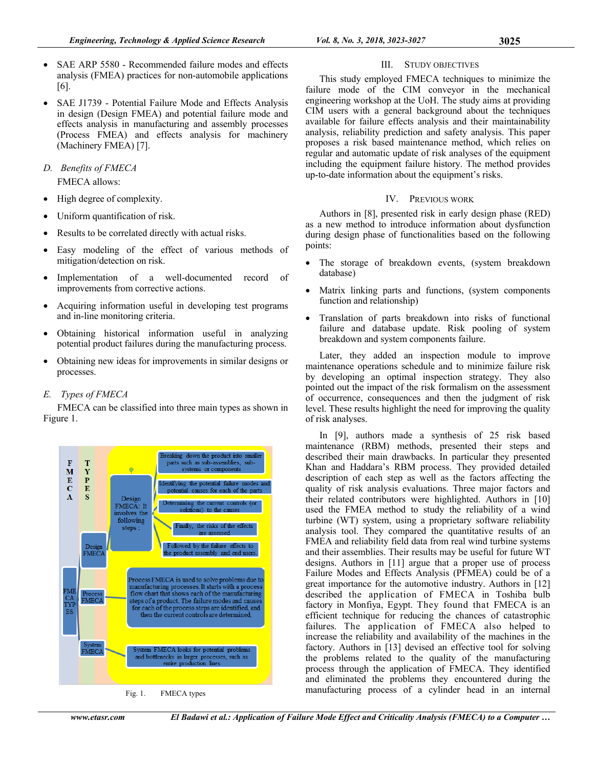- SAE ARP 5580 - Recommended failure modes and effects analysis (FMEA) practices for non-automobile applications [6].
- SAE J1739 - Potential Failure Mode and Effects Analysis in design (Design FMEA) and potential failure mode and effects analysis in manufacturing and assembly processes (Process FMEA) and effects analysis for machinery (Machinery FMEA) [7].

### *D. Benefits of FMECA*

FMECA allows:

- High degree of complexity.
- Uniform quantification of risk.
- Results to be correlated directly with actual risks.
- Easy modeling of the effect of various methods of mitigation/detection on risk.
- Implementation of a well-documented record of improvements from corrective actions.
- Acquiring information useful in developing test programs and in-line monitoring criteria.
- Obtaining historical information useful in analyzing potential product failures during the manufacturing process.
- Obtaining new ideas for improvements in similar designs or processes.

### *E. Types of FMECA*

FMECA can be classified into three main types as shown in Figure 1.

FMECA TYPES

- FMECA TYPES
  - Design FMECA
    - Design FMECA: It involves the following steps :
      - Breaking down the product into smaller parts such as sub-assemblies, sub-systems or components
      - Identifying the potential failure modes and potential causes for each of the parts
      - Determining the current controls (or solutions) to the causes
      - Finally, the risks of the effects are assessed
      - Followed by the failure effects to the product assembly and end users.
  - Process FMECA
    - Process FMECA is used to solve problems due to manufacturing processes. It starts with a process flow chart that shows each of the manufacturing steps of a product. The failure modes and causes for each of the process steps are identified, and then the current controls are determined.
  - System FMECA
    - System FMECA looks for potential problems and bottlenecks in larger processes, such as entire production lines

Fig. 1. FMECA types

## III. Study Objectives

This study employed FMECA techniques to minimize the failure mode of the CIM conveyor in the mechanical engineering workshop at the UoH. The study aims at providing CIM users with a general background about the techniques available for failure effects analysis and their maintainability analysis, reliability prediction and safety analysis. This paper proposes a risk based maintenance method, which relies on regular and automatic update of risk analyses of the equipment including the equipment failure history. The method provides up-to-date information about the equipment's risks.

## IV. Previous Work

Authors in [8], presented risk in early design phase (RED) as a new method to introduce information about dysfunction during design phase of functionalities based on the following points:

- The storage of breakdown events, (system breakdown database)
- Matrix linking parts and functions, (system components function and relationship)
- Translation of parts breakdown into risks of functional failure and database update. Risk pooling of system breakdown and system components failure.

Later, they added an inspection module to improve maintenance operations schedule and to minimize failure risk by developing an optimal inspection strategy. They also pointed out the impact of the risk formalism on the assessment of occurrence, consequences and then the judgment of risk level. These results highlight the need for improving the quality of risk analyses.

In [9], authors made a synthesis of 25 risk based maintenance (RBM) methods, presented their steps and described their main drawbacks. In particular they presented Khan and Haddara's RBM process. They provided detailed description of each step as well as the factors affecting the quality of risk analysis evaluations. Three major factors and their related contributors were highlighted. Authors in [10] used the FMEA method to study the reliability of a wind turbine (WT) system, using a proprietary software reliability analysis tool. They compared the quantitative results of an FMEA and reliability field data from real wind turbine systems and their assemblies. Their results may be useful for future WT designs. Authors in [11] argue that a proper use of process Failure Modes and Effects Analysis (PFMEA) could be of a great importance for the automotive industry. Authors in [12] described the application of FMECA in Toshiba bulb factory in Monfiya, Egypt. They found that FMECA is an efficient technique for reducing the chances of catastrophic failures. The application of FMECA also helped to increase the reliability and availability of the machines in the factory. Authors in [13] devised an effective tool for solving the problems related to the quality of the manufacturing process through the application of FMECA. They identified and eliminated the problems they encountered during the manufacturing process of a cylinder head in an internal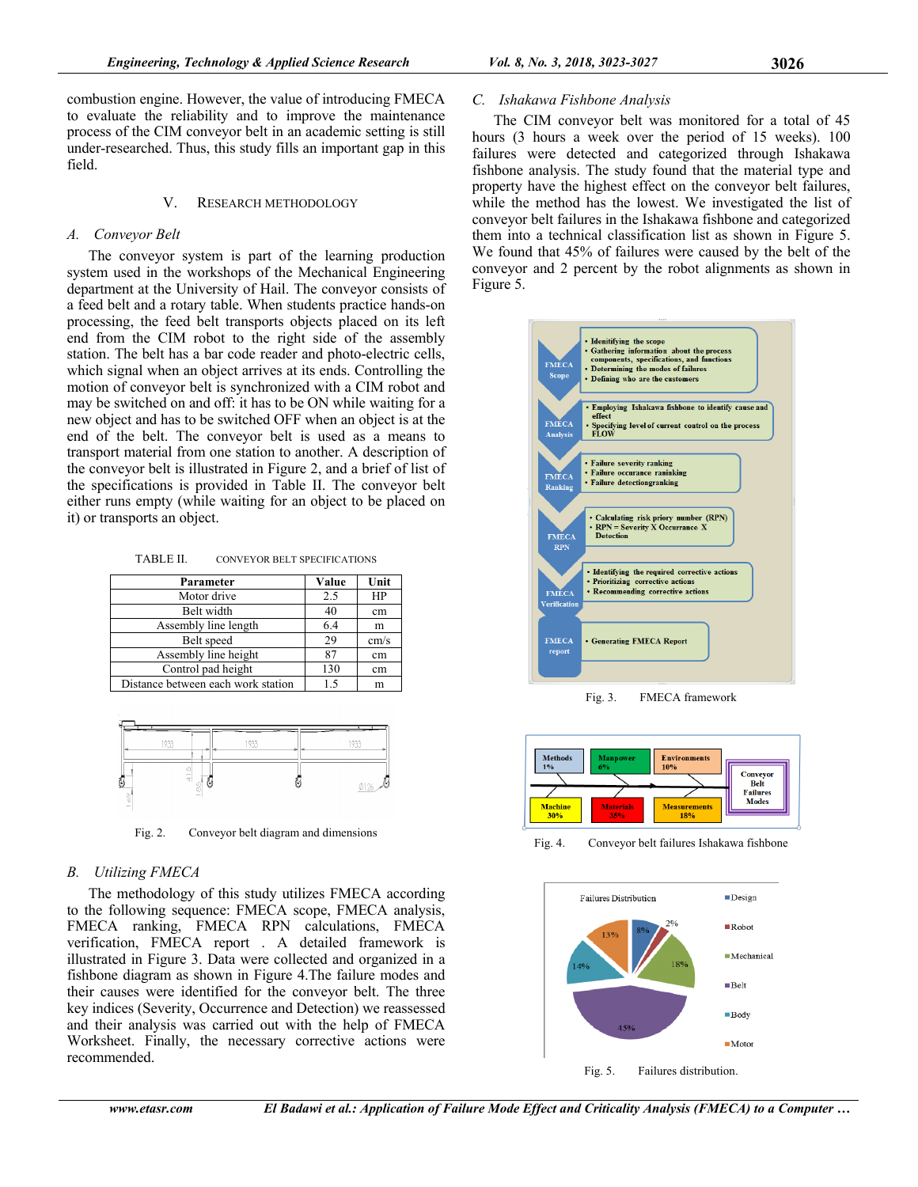combustion engine. However, the value of introducing FMECA to evaluate the reliability and to improve the maintenance process of the CIM conveyor belt in an academic setting is still under-researched. Thus, this study fills an important gap in this field.

## V. RESEARCH METHODOLOGY

### *A. Conveyor Belt*

The conveyor system is part of the learning production system used in the workshops of the Mechanical Engineering department at the University of Hail. The conveyor consists of a feed belt and a rotary table. When students practice hands-on processing, the feed belt transports objects placed on its left end from the CIM robot to the right side of the assembly station. The belt has a bar code reader and photo-electric cells, which signal when an object arrives at its ends. Controlling the motion of conveyor belt is synchronized with a CIM robot and may be switched on and off: it has to be ON while waiting for a new object and has to be switched OFF when an object is at the end of the belt. The conveyor belt is used as a means to transport material from one station to another. A description of the conveyor belt is illustrated in Figure 2, and a brief of list of the specifications is provided in Table II. The conveyor belt either runs empty (while waiting for an object to be placed on it) or transports an object.

TABLE II. CONVEYOR BELT SPECIFICATIONS

| Parameter | Value | Unit |
|---|---|---|
| Motor drive | 2.5 | HP |
| Belt width | 40 | cm |
| Assembly line length | 6.4 | m |
| Belt speed | 29 | cm/s |
| Assembly line height | 87 | cm |
| Control pad height | 130 | cm |
| Distance between each work station | 1.5 | m |

Fig. 2. Conveyor belt diagram and dimensions

### *B. Utilizing FMECA*

The methodology of this study utilizes FMECA according to the following sequence: FMECA scope, FMECA analysis, FMECA ranking, FMECA RPN calculations, FMECA verification, FMECA report . A detailed framework is illustrated in Figure 3. Data were collected and organized in a fishbone diagram as shown in Figure 4.The failure modes and their causes were identified for the conveyor belt. The three key indices (Severity, Occurrence and Detection) we reassessed and their analysis was carried out with the help of FMECA Worksheet. Finally, the necessary corrective actions were recommended.

### *C. Ishakawa Fishbone Analysis*

The CIM conveyor belt was monitored for a total of 45 hours (3 hours a week over the period of 15 weeks). 100 failures were detected and categorized through Ishakawa fishbone analysis. The study found that the material type and property have the highest effect on the conveyor belt failures, while the method has the lowest. We investigated the list of conveyor belt failures in the Ishakawa fishbone and categorized them into a technical classification list as shown in Figure 5. We found that 45% of failures were caused by the belt of the conveyor and 2 percent by the robot alignments as shown in Figure 5.

Fig. 3. FMECA framework

Fig. 4. Conveyor belt failures Ishakawa fishbone

Fig. 5. Failures distribution.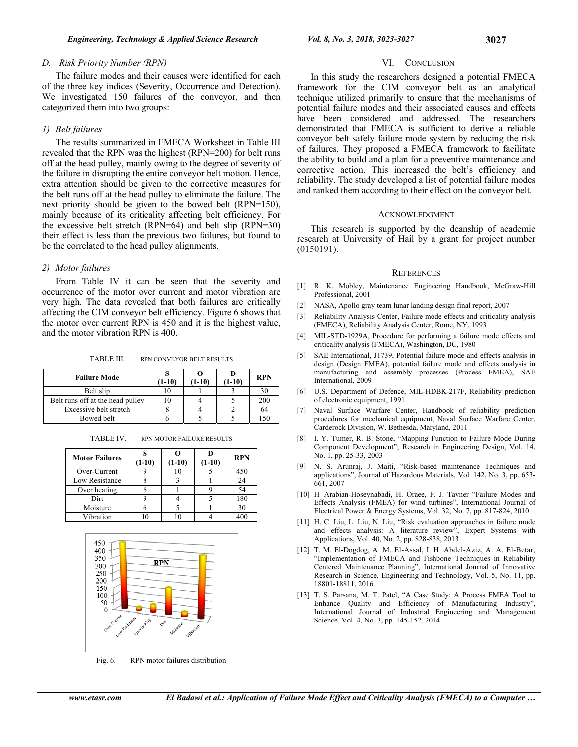### D. Risk Priority Number (RPN)

The failure modes and their causes were identified for each of the three key indices (Severity, Occurrence and Detection). We investigated 150 failures of the conveyor, and then categorized them into two groups:

#### 1) Belt failures

The results summarized in FMECA Worksheet in Table III revealed that the RPN was the highest (RPN=200) for belt runs off at the head pulley, mainly owing to the degree of severity of the failure in disrupting the entire conveyor belt motion. Hence, extra attention should be given to the corrective measures for the belt runs off at the head pulley to eliminate the failure. The next priority should be given to the bowed belt (RPN=150), mainly because of its criticality affecting belt efficiency. For the excessive belt stretch (RPN=64) and belt slip (RPN=30) their effect is less than the previous two failures, but found to be the correlated to the head pulley alignments.

#### 2) Motor failures

From Table IV it can be seen that the severity and occurrence of the motor over current and motor vibration are very high. The data revealed that both failures are critically affecting the CIM conveyor belt efficiency. Figure 6 shows that the motor over current RPN is 450 and it is the highest value, and the motor vibration RPN is 400.

TABLE III. RPN CONVEYOR BELT RESULTS

| Failure Mode | S (1-10) | O (1-10) | D (1-10) | RPN |
|---|---|---|---|---|
| Belt slip | 10 | 1 | 3 | 30 |
| Belt runs off at the head pulley | 10 | 4 | 5 | 200 |
| Excessive belt stretch | 8 | 4 | 2 | 64 |
| Bowed belt | 6 | 5 | 5 | 150 |

TABLE IV. RPN MOTOR FAILURE RESULTS

| Motor Failures | S (1-10) | O (1-10) | D (1-10) | RPN |
|---|---|---|---|---|
| Over-Current | 9 | 10 | 5 | 450 |
| Low Resistance | 8 | 3 | 1 | 24 |
| Over heating | 6 | 1 | 9 | 54 |
| Dirt | 9 | 4 | 5 | 180 |
| Moisture | 6 | 5 | 1 | 30 |
| Vibration | 10 | 10 | 4 | 400 |

RPN

450
400
350
300
250
200
150
100
50
0

Over-Current
Low Resistance
Over heating
Dirt
Moisture
Vibration

Fig. 6. RPN motor failures distribution

## VI. Conclusion

In this study the researchers designed a potential FMECA framework for the CIM conveyor belt as an analytical technique utilized primarily to ensure that the mechanisms of potential failure modes and their associated causes and effects have been considered and addressed. The researchers demonstrated that FMECA is sufficient to derive a reliable conveyor belt safely failure mode system by reducing the risk of failures. They proposed a FMECA framework to facilitate the ability to build and a plan for a preventive maintenance and corrective action. This increased the belt's efficiency and reliability. The study developed a list of potential failure modes and ranked them according to their effect on the conveyor belt.

## Acknowledgment

This research is supported by the deanship of academic research at University of Hail by a grant for project number (0150191).

## References

[1] R. K. Mobley, Maintenance Engineering Handbook, McGraw-Hill Professional, 2001

[2] NASA, Apollo gray team lunar landing design final report, 2007

[3] Reliability Analysis Center, Failure mode effects and criticality analysis (FMECA), Reliability Analysis Center, Rome, NY, 1993

[4] MIL-STD-1929A, Procedure for performing a failure mode effects and criticality analysis (FMECA), Washington, DC, 1980

[5] SAE International, J1739, Potential failure mode and effects analysis in design (Design FMEA), potential failure mode and effects analysis in manufacturing and assembly processes (Process FMEA), SAE International, 2009

[6] U.S. Department of Defence, MIL-HDBK-217F, Reliability prediction of electronic equipment, 1991

[7] Naval Surface Warfare Center, Handbook of reliability prediction procedures for mechanical equipment, Naval Surface Warfare Center, Carderock Division, W. Bethesda, Maryland, 2011

[8] I. Y. Tumer, R. B. Stone, "Mapping Function to Failure Mode During Component Development"; Research in Engineering Design, Vol. 14, No. 1, pp. 25-33, 2003

[9] N. S. Arunraj, J. Maiti, "Risk-based maintenance Techniques and applications", Journal of Hazardous Materials, Vol. 142, No. 3, pp. 653-661, 2007

[10] H Arabian-Hoseynabadi, H. Oraee, P. J. Tavner "Failure Modes and Effects Analysis (FMEA) for wind turbines", International Journal of Electrical Power & Energy Systems, Vol. 32, No. 7, pp. 817-824, 2010

[11] H. C. Liu, L. Liu, N. Liu, "Risk evaluation approaches in failure mode and effects analysis: A literature review", Expert Systems with Applications, Vol. 40, No. 2, pp. 828-838, 2013

[12] T. M. El-Dogdog, A. M. El-Assal, I. H. Abdel-Aziz, A. A. El-Betar, "Implementation of FMECA and Fishbone Techniques in Reliability Centered Maintenance Planning", International Journal of Innovative Research in Science, Engineering and Technology, Vol. 5, No. 11, pp. 18801-18811, 2016

[13] T. S. Parsana, M. T. Patel, "A Case Study: A Process FMEA Tool to Enhance Quality and Efficiency of Manufacturing Industry", International Journal of Industrial Engineering and Management Science, Vol. 4, No. 3, pp. 145-152, 2014